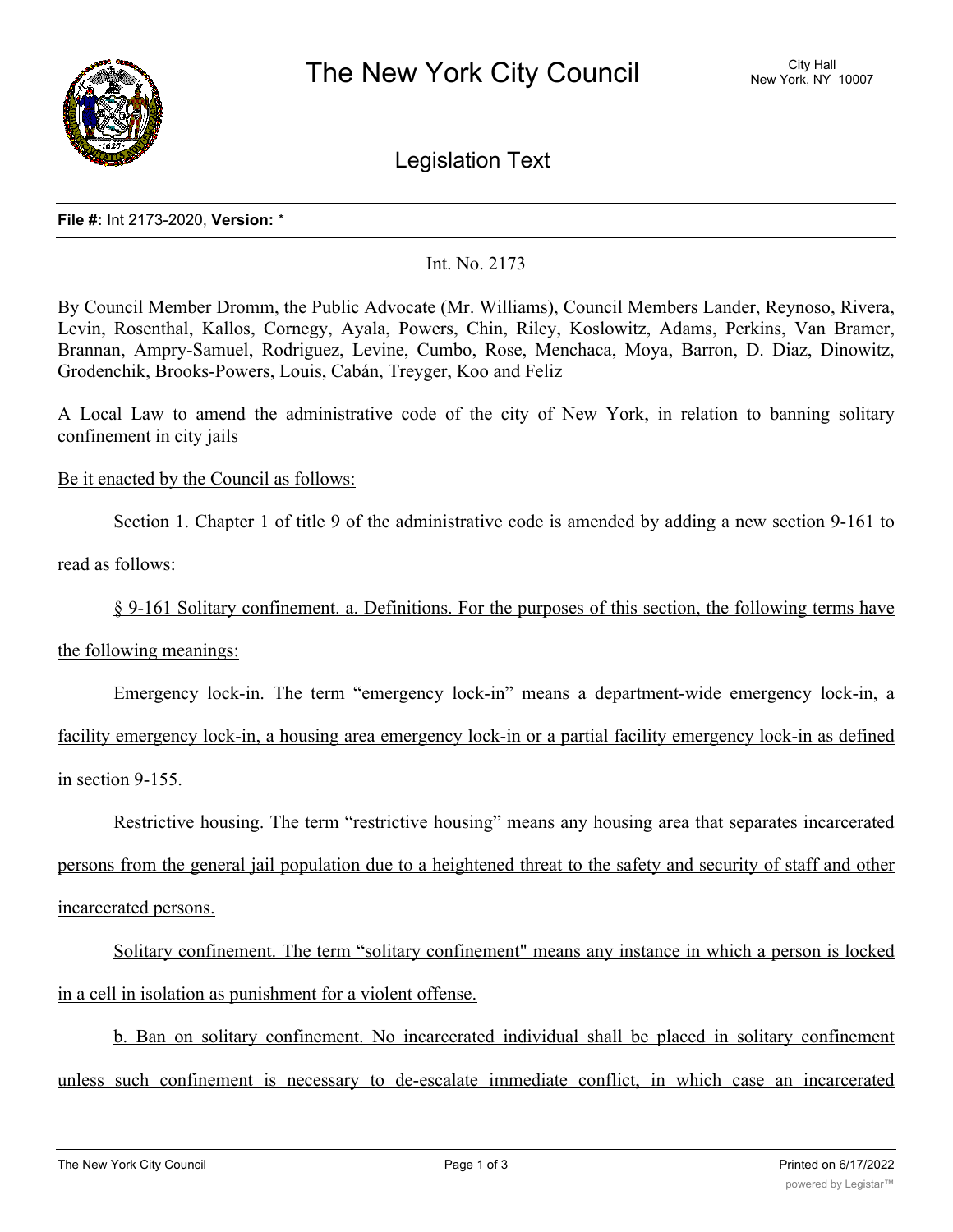# The New York City Council

City Hall
New York, NY 10007

## Legislation Text

**File #:** Int 2173-2020, **Version:** *

Int. No. 2173

By Council Member Dromm, the Public Advocate (Mr. Williams), Council Members Lander, Reynoso, Rivera, Levin, Rosenthal, Kallos, Cornegy, Ayala, Powers, Chin, Riley, Koslowitz, Adams, Perkins, Van Bramer, Brannan, Ampry-Samuel, Rodriguez, Levine, Cumbo, Rose, Menchaca, Moya, Barron, D. Diaz, Dinowitz, Grodenchik, Brooks-Powers, Louis, Cabán, Treyger, Koo and Feliz

A Local Law to amend the administrative code of the city of New York, in relation to banning solitary confinement in city jails

Be it enacted by the Council as follows:

Section 1. Chapter 1 of title 9 of the administrative code is amended by adding a new section 9-161 to read as follows:

§ 9-161 Solitary confinement. a. Definitions. For the purposes of this section, the following terms have the following meanings:

Emergency lock-in. The term "emergency lock-in" means a department-wide emergency lock-in, a facility emergency lock-in, a housing area emergency lock-in or a partial facility emergency lock-in as defined in section 9-155.

Restrictive housing. The term "restrictive housing" means any housing area that separates incarcerated persons from the general jail population due to a heightened threat to the safety and security of staff and other incarcerated persons.

Solitary confinement. The term "solitary confinement" means any instance in which a person is locked in a cell in isolation as punishment for a violent offense.

b. Ban on solitary confinement. No incarcerated individual shall be placed in solitary confinement unless such confinement is necessary to de-escalate immediate conflict, in which case an incarcerated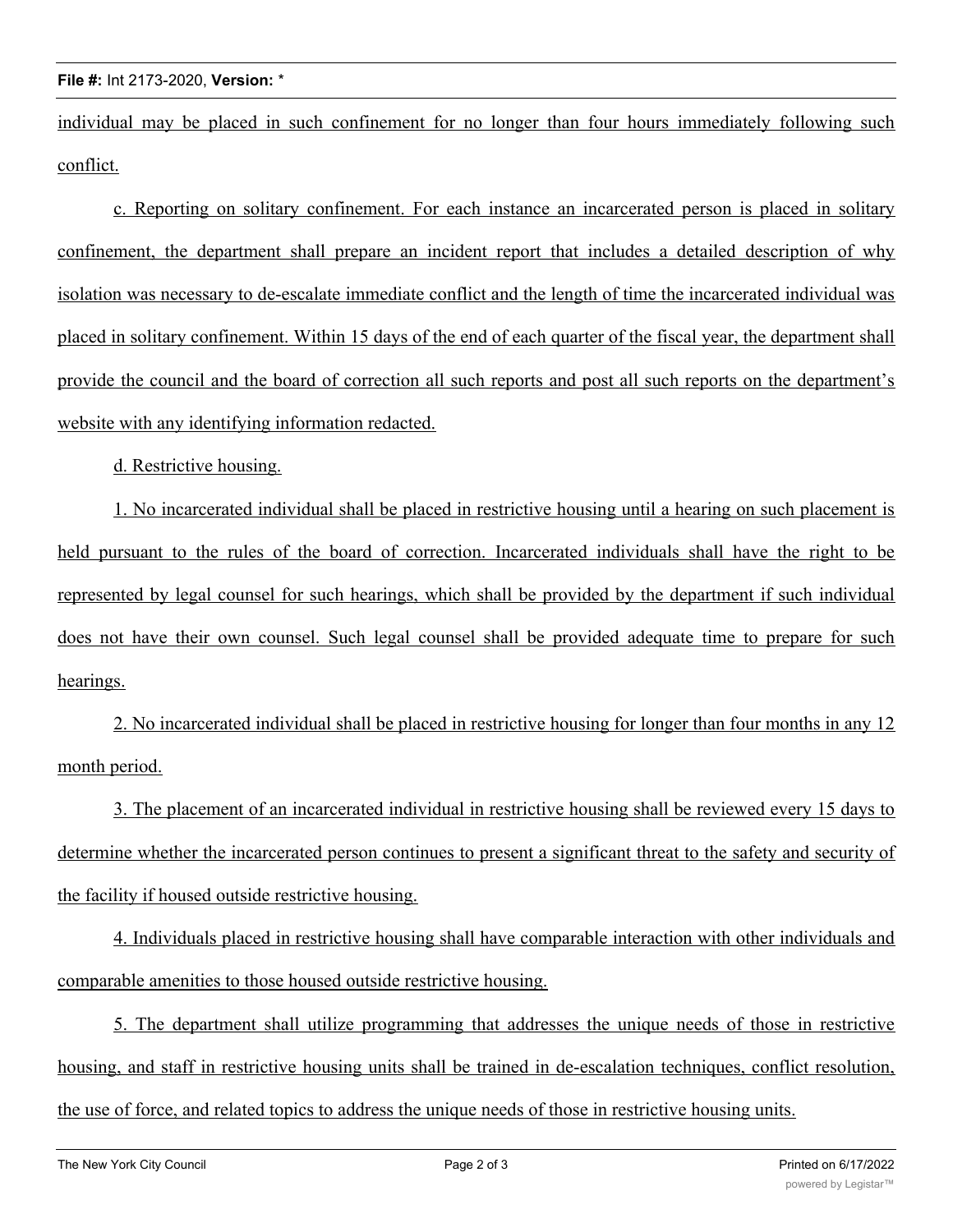individual may be placed in such confinement for no longer than four hours immediately following such conflict.

c. Reporting on solitary confinement. For each instance an incarcerated person is placed in solitary confinement, the department shall prepare an incident report that includes a detailed description of why isolation was necessary to de-escalate immediate conflict and the length of time the incarcerated individual was placed in solitary confinement. Within 15 days of the end of each quarter of the fiscal year, the department shall provide the council and the board of correction all such reports and post all such reports on the department's website with any identifying information redacted.

d. Restrictive housing.

1. No incarcerated individual shall be placed in restrictive housing until a hearing on such placement is held pursuant to the rules of the board of correction. Incarcerated individuals shall have the right to be represented by legal counsel for such hearings, which shall be provided by the department if such individual does not have their own counsel. Such legal counsel shall be provided adequate time to prepare for such hearings.

2. No incarcerated individual shall be placed in restrictive housing for longer than four months in any 12 month period.

3. The placement of an incarcerated individual in restrictive housing shall be reviewed every 15 days to determine whether the incarcerated person continues to present a significant threat to the safety and security of the facility if housed outside restrictive housing.

4. Individuals placed in restrictive housing shall have comparable interaction with other individuals and comparable amenities to those housed outside restrictive housing.

5. The department shall utilize programming that addresses the unique needs of those in restrictive housing, and staff in restrictive housing units shall be trained in de-escalation techniques, conflict resolution, the use of force, and related topics to address the unique needs of those in restrictive housing units.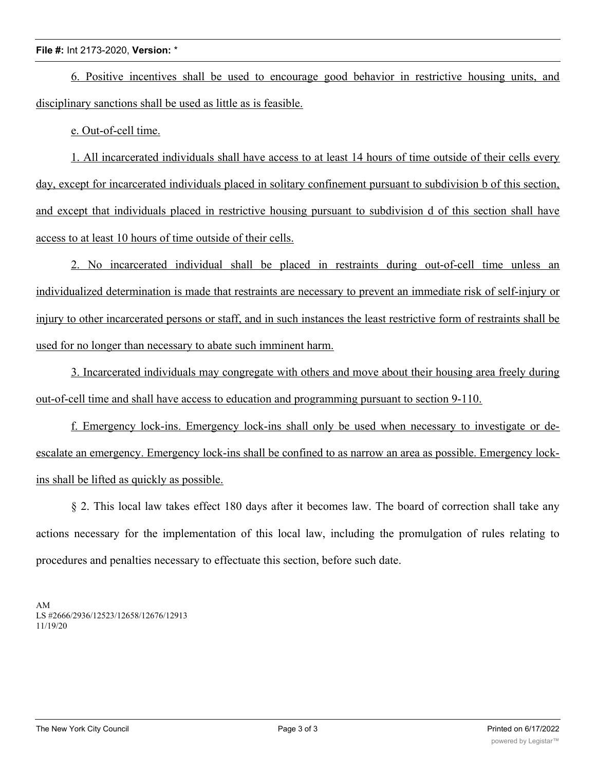6. Positive incentives shall be used to encourage good behavior in restrictive housing units, and disciplinary sanctions shall be used as little as is feasible.

e. Out-of-cell time.

1. All incarcerated individuals shall have access to at least 14 hours of time outside of their cells every day, except for incarcerated individuals placed in solitary confinement pursuant to subdivision b of this section, and except that individuals placed in restrictive housing pursuant to subdivision d of this section shall have access to at least 10 hours of time outside of their cells.

2. No incarcerated individual shall be placed in restraints during out-of-cell time unless an individualized determination is made that restraints are necessary to prevent an immediate risk of self-injury or injury to other incarcerated persons or staff, and in such instances the least restrictive form of restraints shall be used for no longer than necessary to abate such imminent harm.

3. Incarcerated individuals may congregate with others and move about their housing area freely during out-of-cell time and shall have access to education and programming pursuant to section 9-110.

f. Emergency lock-ins. Emergency lock-ins shall only be used when necessary to investigate or de-escalate an emergency. Emergency lock-ins shall be confined to as narrow an area as possible. Emergency lock-ins shall be lifted as quickly as possible.

§ 2. This local law takes effect 180 days after it becomes law. The board of correction shall take any actions necessary for the implementation of this local law, including the promulgation of rules relating to procedures and penalties necessary to effectuate this section, before such date.

AM
LS #2666/2936/12523/12658/12676/12913
11/19/20